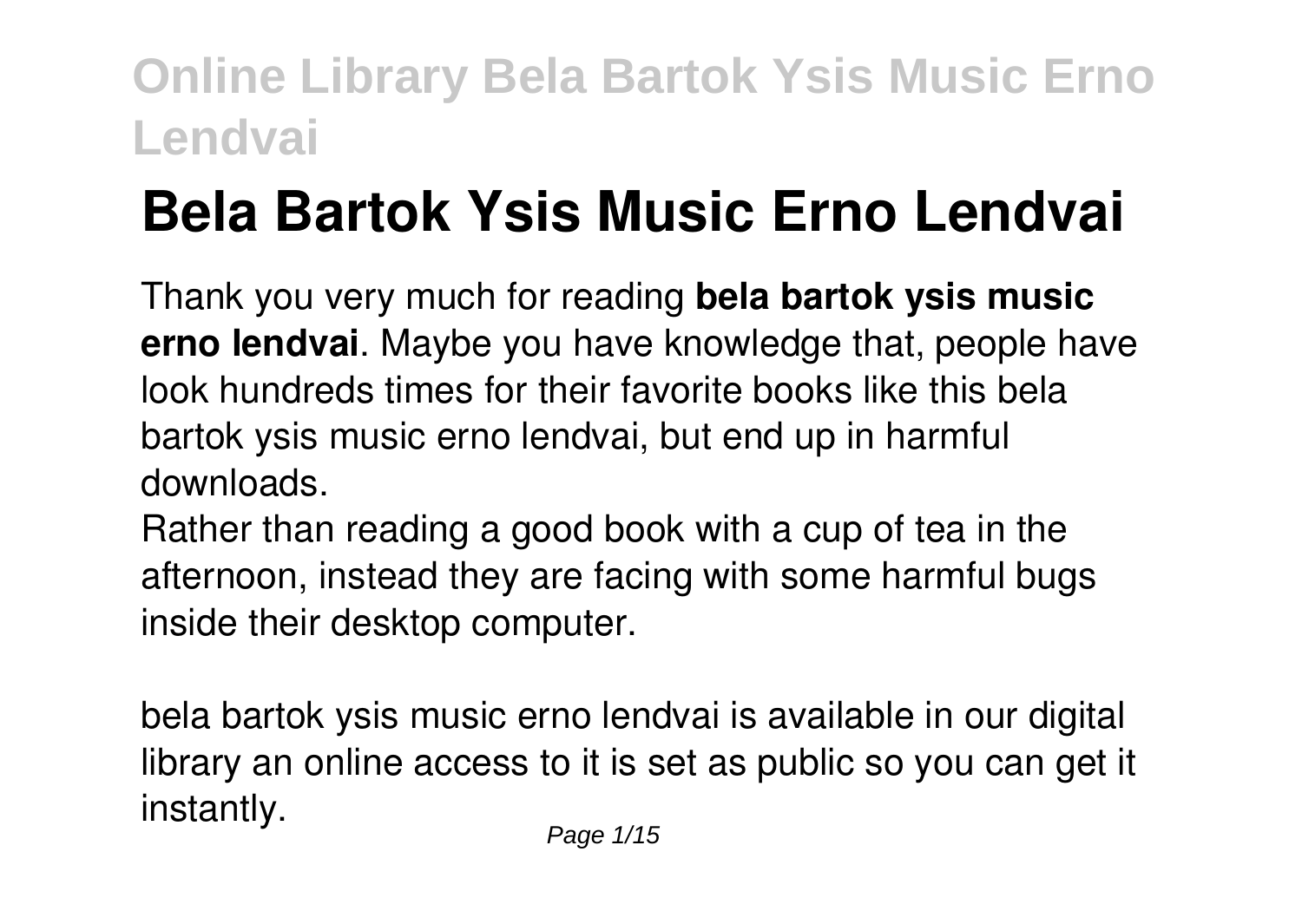# Bela Bartok Ysis Music Erno Lendvai

Thank you very much for reading **bela bartok ysis music erno lendvai**. Maybe you have knowledge that, people have look hundreds times for their favorite books like this bela bartok ysis music erno lendvai, but end up in harmful downloads.

Rather than reading a good book with a cup of tea in the afternoon, instead they are facing with some harmful bugs inside their desktop computer.

bela bartok ysis music erno lendvai is available in our digital library an online access to it is set as public so you can get it instantly.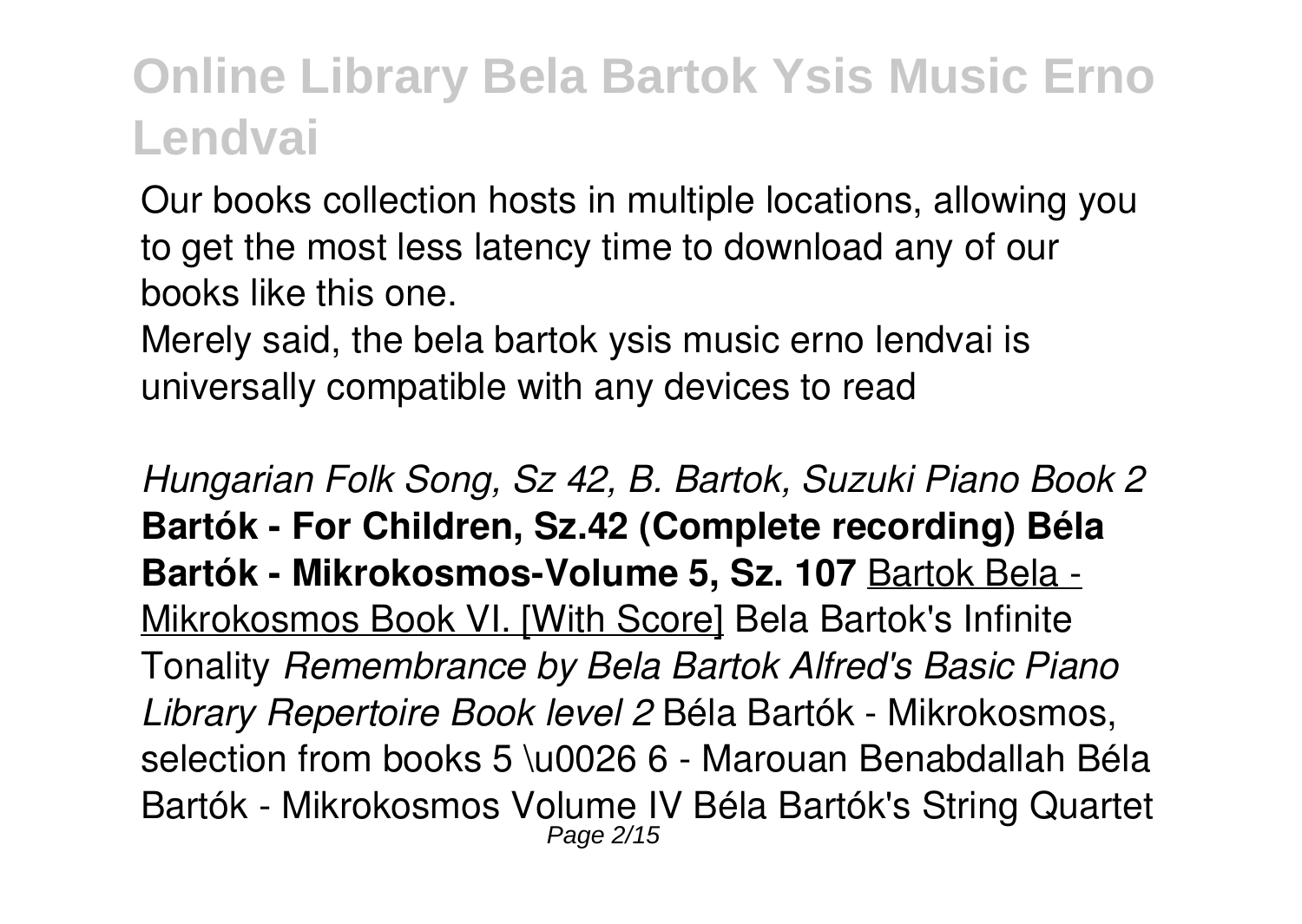Our books collection hosts in multiple locations, allowing you to get the most less latency time to download any of our books like this one.

Merely said, the bela bartok ysis music erno lendvai is universally compatible with any devices to read

*Hungarian Folk Song, Sz 42, B. Bartok, Suzuki Piano Book 2* **Bartók - For Children, Sz.42 (Complete recording) Béla Bartók - Mikrokosmos-Volume 5, Sz. 107** Bartok Bela - Mikrokosmos Book VI. [With Score] Bela Bartok's Infinite Tonality *Remembrance by Bela Bartok Alfred's Basic Piano Library Repertoire Book level 2* Béla Bartók - Mikrokosmos, selection from books 5 \u0026 6 - Marouan Benabdallah Béla Bartók - Mikrokosmos Volume IV Béla Bartók's String Quartet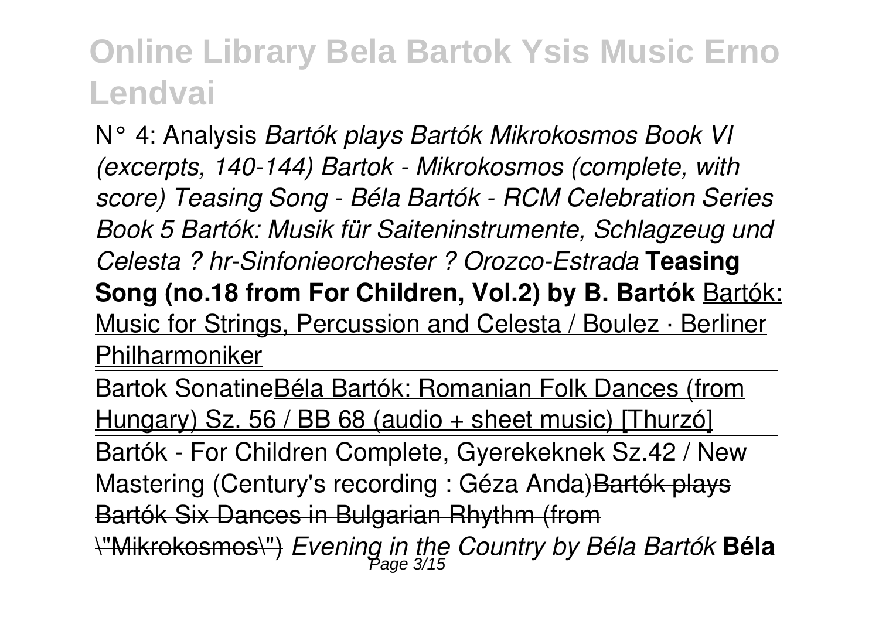N° 4: Analysis *Bartók plays Bartók Mikrokosmos Book VI (excerpts, 140-144) Bartok - Mikrokosmos (complete, with score) Teasing Song - Béla Bartók - RCM Celebration Series Book 5 Bartók: Musik für Saiteninstrumente, Schlagzeug und Celesta ? hr-Sinfonieorchester ? Orozco-Estrada* **Teasing Song (no.18 from For Children, Vol.2) by B. Bartók** Bartók: Music for Strings, Percussion and Celesta / Boulez · Berliner Philharmoniker

Bartok SonatineBéla Bartók: Romanian Folk Dances (from Hungary) Sz. 56 / BB 68 (audio + sheet music) [Thurzó]

Bartók - For Children Complete, Gyerekeknek Sz.42 / New Mastering (Century's recording : Géza Anda)~~Bartók plays Bartók Six Dances in Bulgarian Rhythm (from \"Mikrokosmos\")~~ *Evening in the Country by Béla Bartók* **Béla**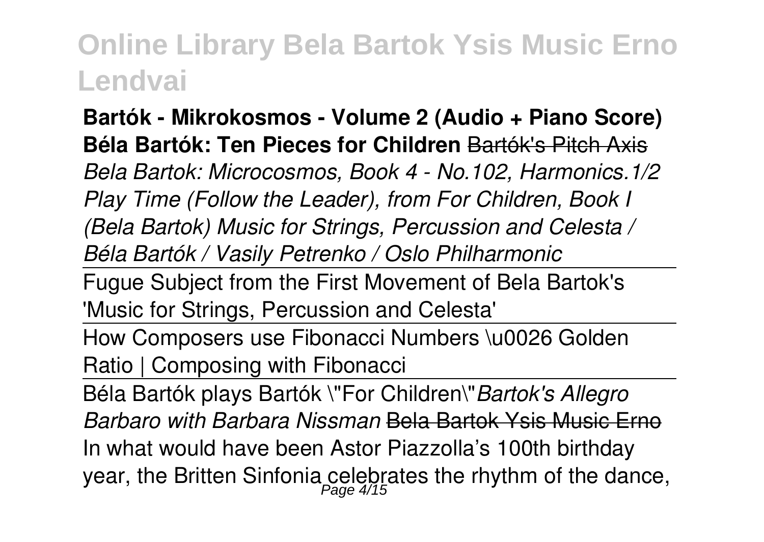**Bartók - Mikrokosmos - Volume 2 (Audio + Piano Score)** **Béla Bartók: Ten Pieces for Children** ~~Bartók's Pitch Axis~~ *Bela Bartok: Microcosmos, Book 4 - No.102, Harmonics.1/2* *Play Time (Follow the Leader), from For Children, Book I (Bela Bartok) Music for Strings, Percussion and Celesta / Béla Bartók / Vasily Petrenko / Oslo Philharmonic*

Fugue Subject from the First Movement of Bela Bartok's 'Music for Strings, Percussion and Celesta'

How Composers use Fibonacci Numbers \u0026 Golden Ratio | Composing with Fibonacci

Béla Bartók plays Bartók \"For Children\"*Bartok's Allegro Barbaro with Barbara Nissman* ~~Bela Bartok Ysis Music Erno~~

In what would have been Astor Piazzolla's 100th birthday year, the Britten Sinfonia celebrates the rhythm of the dance,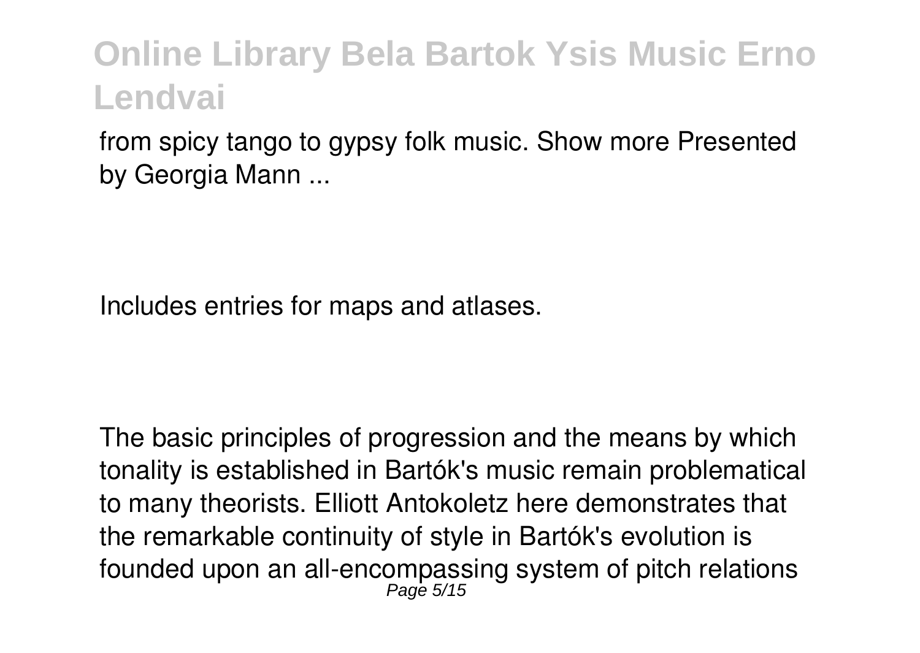from spicy tango to gypsy folk music. Show more Presented by Georgia Mann ...

Includes entries for maps and atlases.

The basic principles of progression and the means by which tonality is established in Bartók's music remain problematical to many theorists. Elliott Antokoletz here demonstrates that the remarkable continuity of style in Bartók's evolution is founded upon an all-encompassing system of pitch relations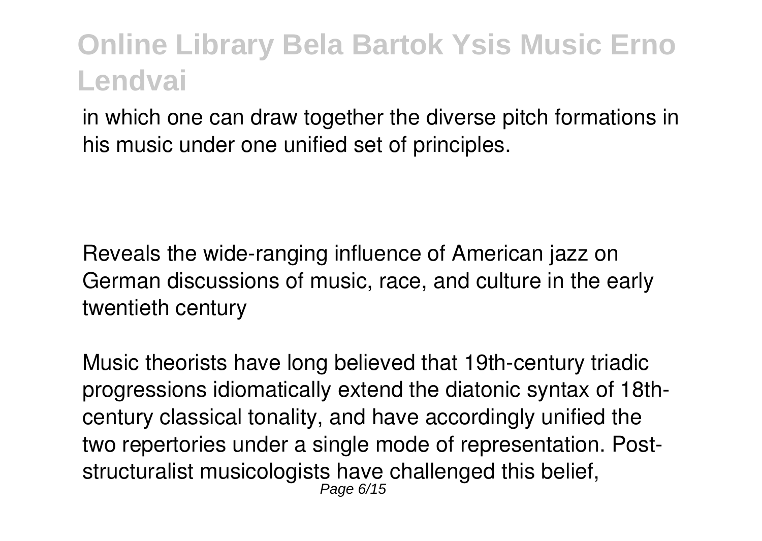in which one can draw together the diverse pitch formations in his music under one unified set of principles.

Reveals the wide-ranging influence of American jazz on German discussions of music, race, and culture in the early twentieth century

Music theorists have long believed that 19th-century triadic progressions idiomatically extend the diatonic syntax of 18th-century classical tonality, and have accordingly unified the two repertories under a single mode of representation. Post-structuralist musicologists have challenged this belief,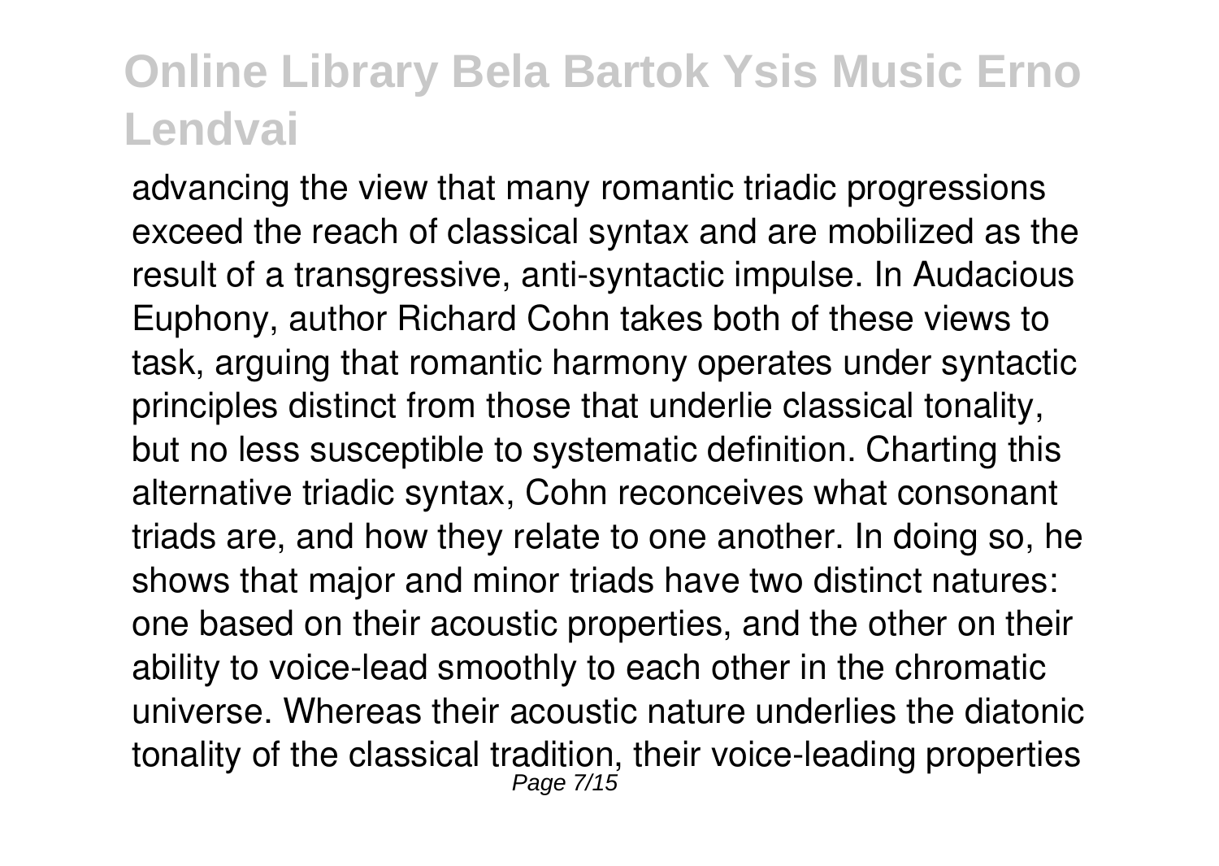advancing the view that many romantic triadic progressions exceed the reach of classical syntax and are mobilized as the result of a transgressive, anti-syntactic impulse. In Audacious Euphony, author Richard Cohn takes both of these views to task, arguing that romantic harmony operates under syntactic principles distinct from those that underlie classical tonality, but no less susceptible to systematic definition. Charting this alternative triadic syntax, Cohn reconceives what consonant triads are, and how they relate to one another. In doing so, he shows that major and minor triads have two distinct natures: one based on their acoustic properties, and the other on their ability to voice-lead smoothly to each other in the chromatic universe. Whereas their acoustic nature underlies the diatonic tonality of the classical tradition, their voice-leading properties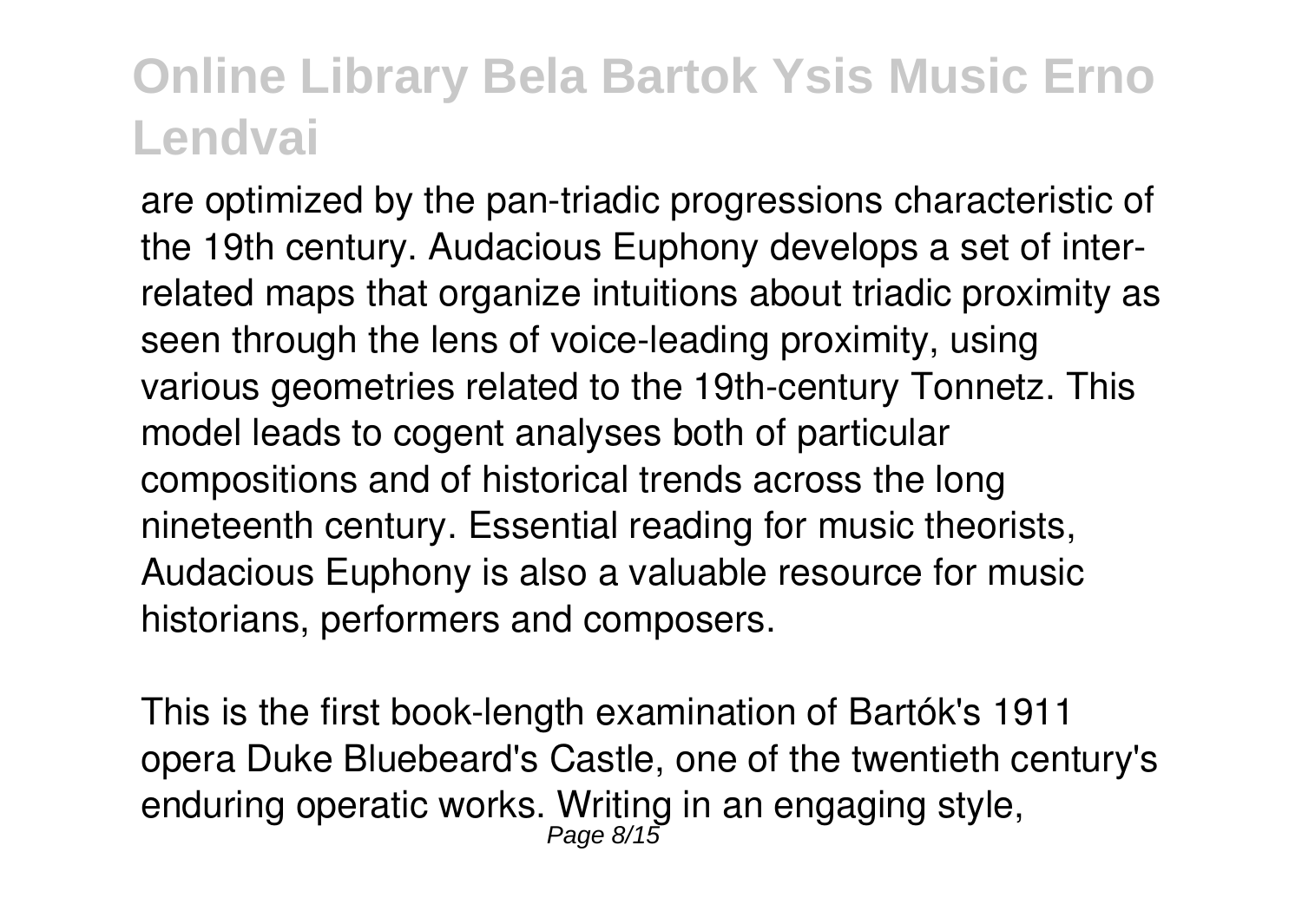are optimized by the pan-triadic progressions characteristic of the 19th century. Audacious Euphony develops a set of inter-related maps that organize intuitions about triadic proximity as seen through the lens of voice-leading proximity, using various geometries related to the 19th-century Tonnetz. This model leads to cogent analyses both of particular compositions and of historical trends across the long nineteenth century. Essential reading for music theorists, Audacious Euphony is also a valuable resource for music historians, performers and composers.

This is the first book-length examination of Bartók's 1911 opera Duke Bluebeard's Castle, one of the twentieth century's enduring operatic works. Writing in an engaging style,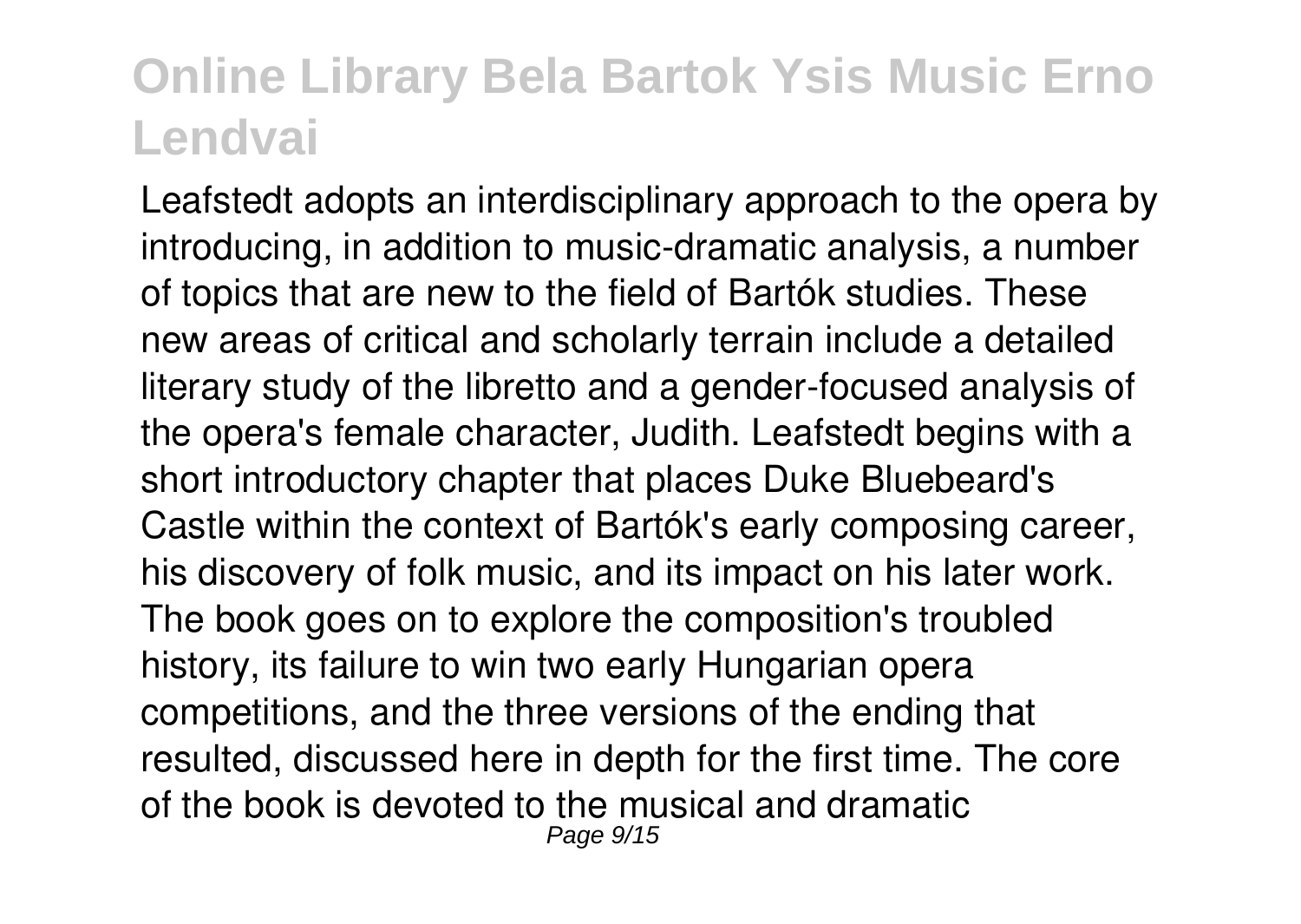Leafstedt adopts an interdisciplinary approach to the opera by introducing, in addition to music-dramatic analysis, a number of topics that are new to the field of Bartók studies. These new areas of critical and scholarly terrain include a detailed literary study of the libretto and a gender-focused analysis of the opera's female character, Judith. Leafstedt begins with a short introductory chapter that places Duke Bluebeard's Castle within the context of Bartók's early composing career, his discovery of folk music, and its impact on his later work. The book goes on to explore the composition's troubled history, its failure to win two early Hungarian opera competitions, and the three versions of the ending that resulted, discussed here in depth for the first time. The core of the book is devoted to the musical and dramatic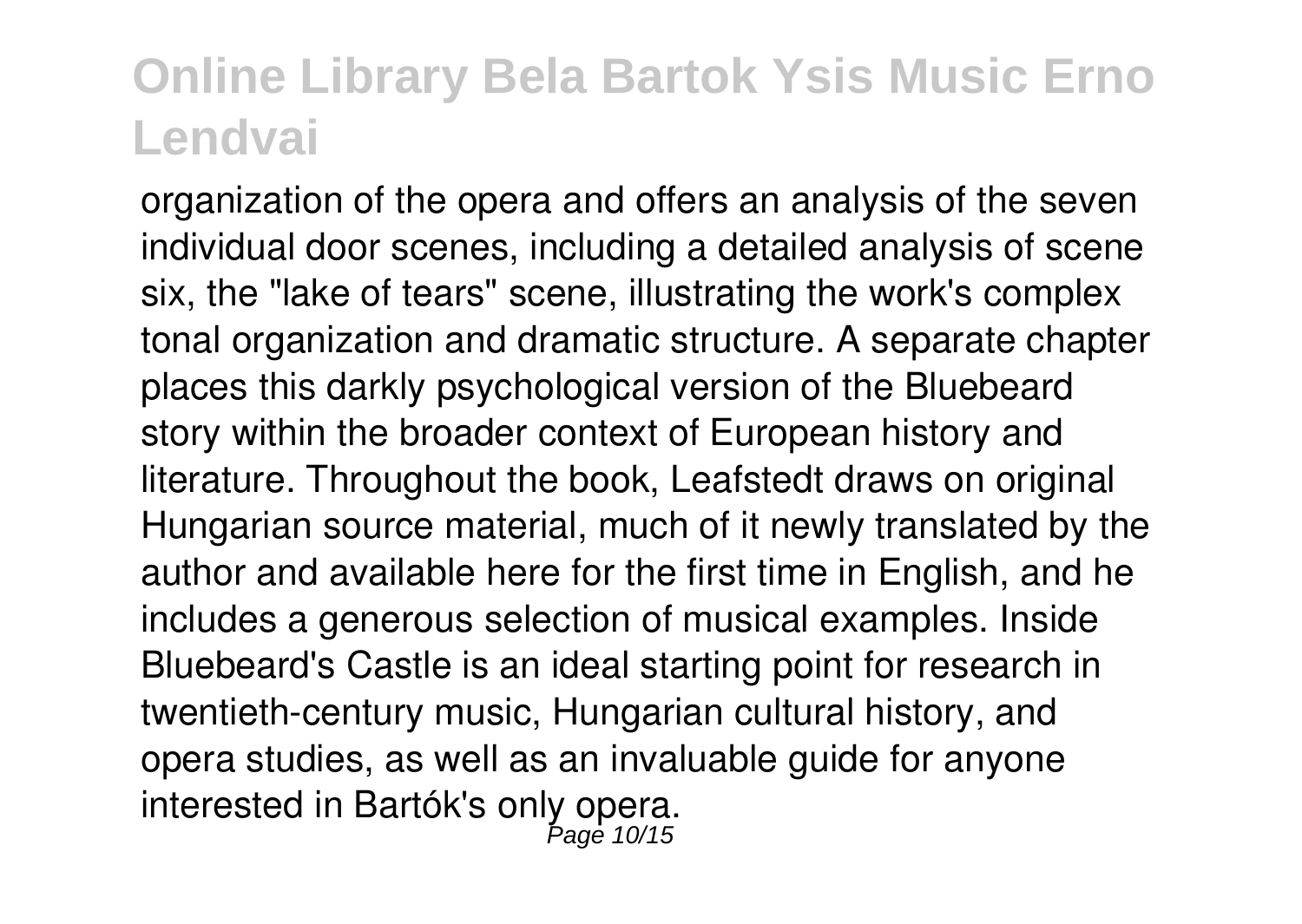organization of the opera and offers an analysis of the seven individual door scenes, including a detailed analysis of scene six, the "lake of tears" scene, illustrating the work's complex tonal organization and dramatic structure. A separate chapter places this darkly psychological version of the Bluebeard story within the broader context of European history and literature. Throughout the book, Leafstedt draws on original Hungarian source material, much of it newly translated by the author and available here for the first time in English, and he includes a generous selection of musical examples. Inside Bluebeard's Castle is an ideal starting point for research in twentieth-century music, Hungarian cultural history, and opera studies, as well as an invaluable guide for anyone interested in Bartók's only opera.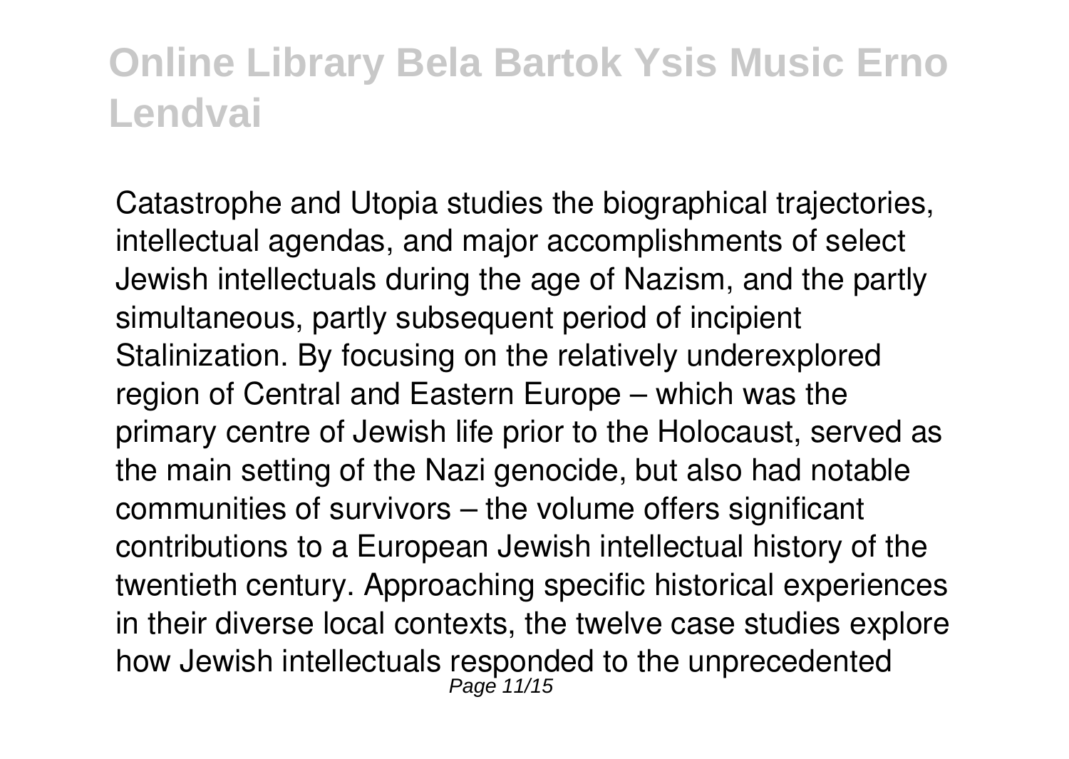Catastrophe and Utopia studies the biographical trajectories, intellectual agendas, and major accomplishments of select Jewish intellectuals during the age of Nazism, and the partly simultaneous, partly subsequent period of incipient Stalinization. By focusing on the relatively underexplored region of Central and Eastern Europe – which was the primary centre of Jewish life prior to the Holocaust, served as the main setting of the Nazi genocide, but also had notable communities of survivors – the volume offers significant contributions to a European Jewish intellectual history of the twentieth century. Approaching specific historical experiences in their diverse local contexts, the twelve case studies explore how Jewish intellectuals responded to the unprecedented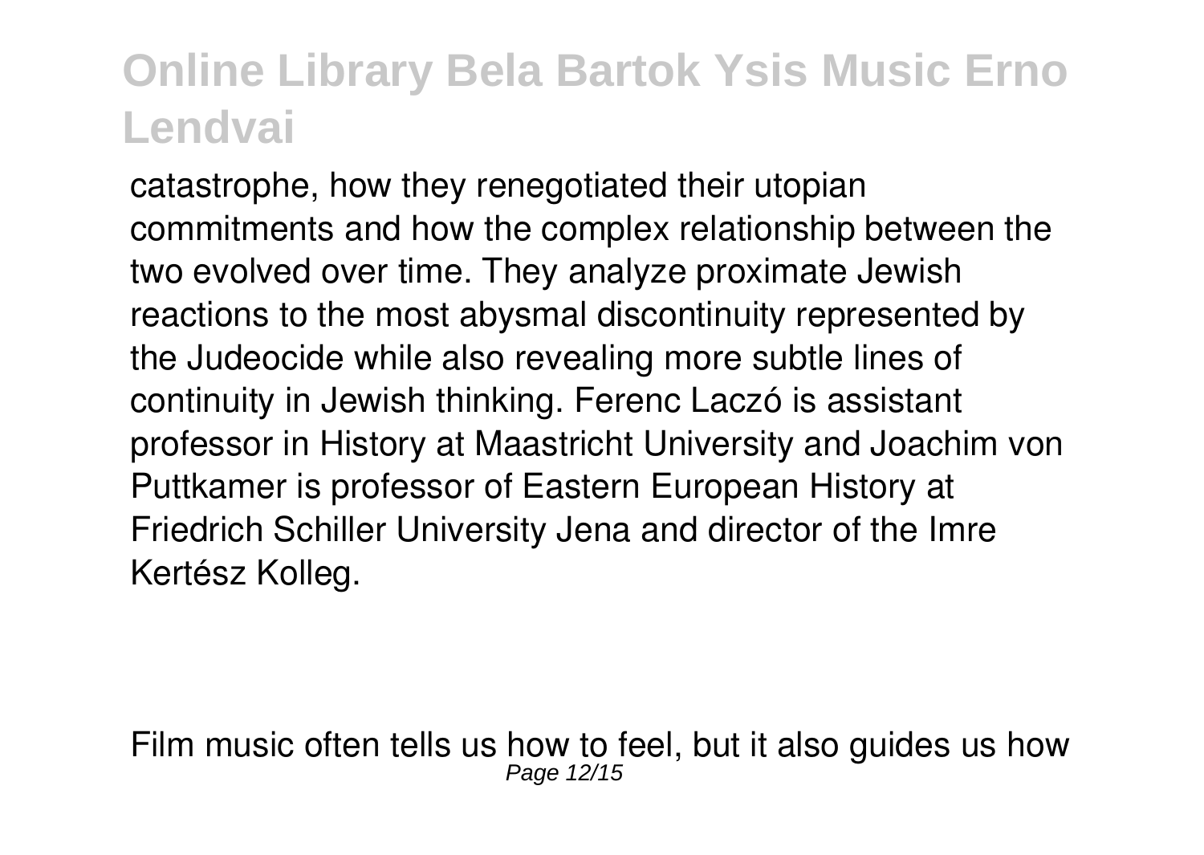catastrophe, how they renegotiated their utopian commitments and how the complex relationship between the two evolved over time. They analyze proximate Jewish reactions to the most abysmal discontinuity represented by the Judeocide while also revealing more subtle lines of continuity in Jewish thinking. Ferenc Laczó is assistant professor in History at Maastricht University and Joachim von Puttkamer is professor of Eastern European History at Friedrich Schiller University Jena and director of the Imre Kertész Kolleg.

Film music often tells us how to feel, but it also guides us how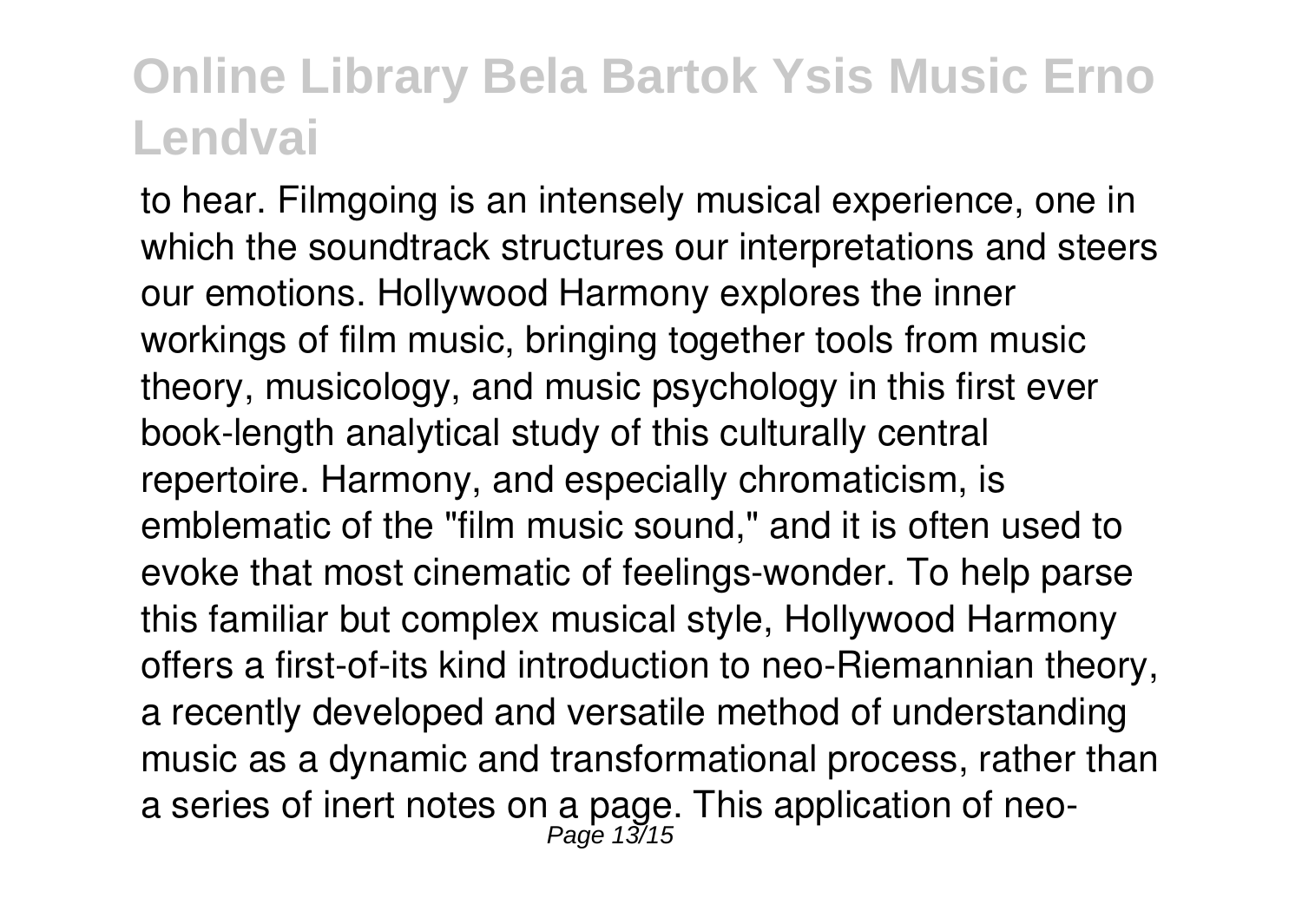to hear. Filmgoing is an intensely musical experience, one in which the soundtrack structures our interpretations and steers our emotions. Hollywood Harmony explores the inner workings of film music, bringing together tools from music theory, musicology, and music psychology in this first ever book-length analytical study of this culturally central repertoire. Harmony, and especially chromaticism, is emblematic of the "film music sound," and it is often used to evoke that most cinematic of feelings-wonder. To help parse this familiar but complex musical style, Hollywood Harmony offers a first-of-its kind introduction to neo-Riemannian theory, a recently developed and versatile method of understanding music as a dynamic and transformational process, rather than a series of inert notes on a page. This application of neo-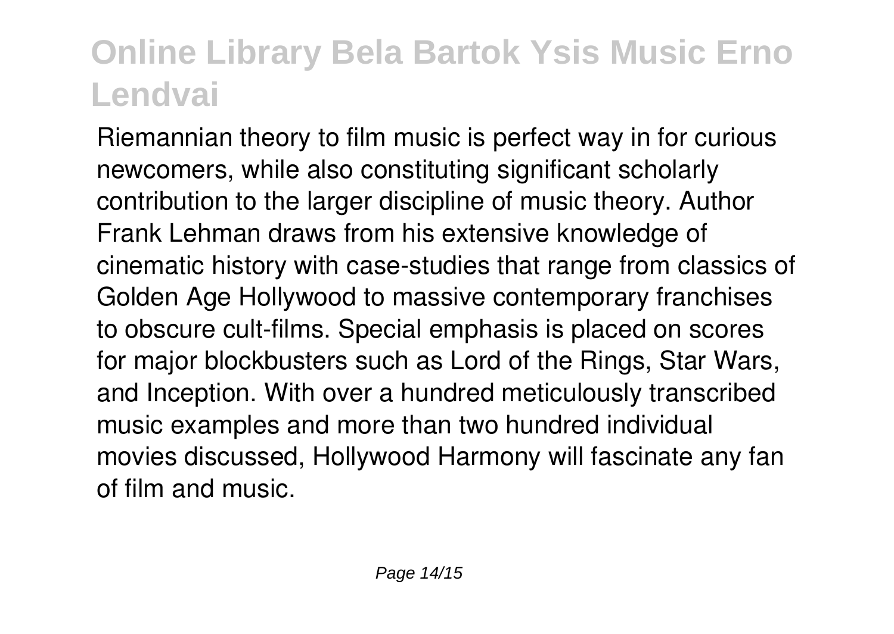Riemannian theory to film music is perfect way in for curious newcomers, while also constituting significant scholarly contribution to the larger discipline of music theory. Author Frank Lehman draws from his extensive knowledge of cinematic history with case-studies that range from classics of Golden Age Hollywood to massive contemporary franchises to obscure cult-films. Special emphasis is placed on scores for major blockbusters such as Lord of the Rings, Star Wars, and Inception. With over a hundred meticulously transcribed music examples and more than two hundred individual movies discussed, Hollywood Harmony will fascinate any fan of film and music.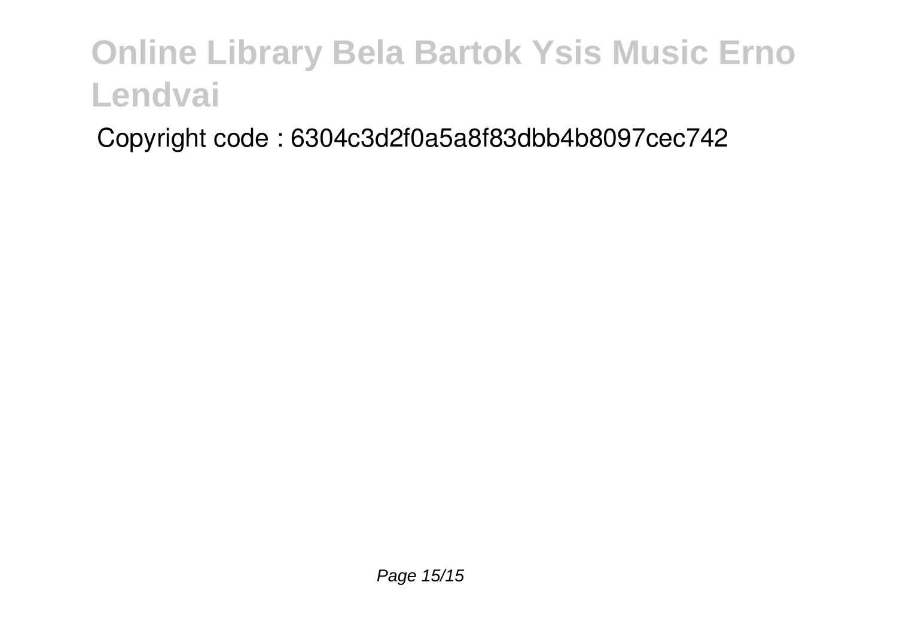Copyright code : 6304c3d2f0a5a8f83dbb4b8097cec742